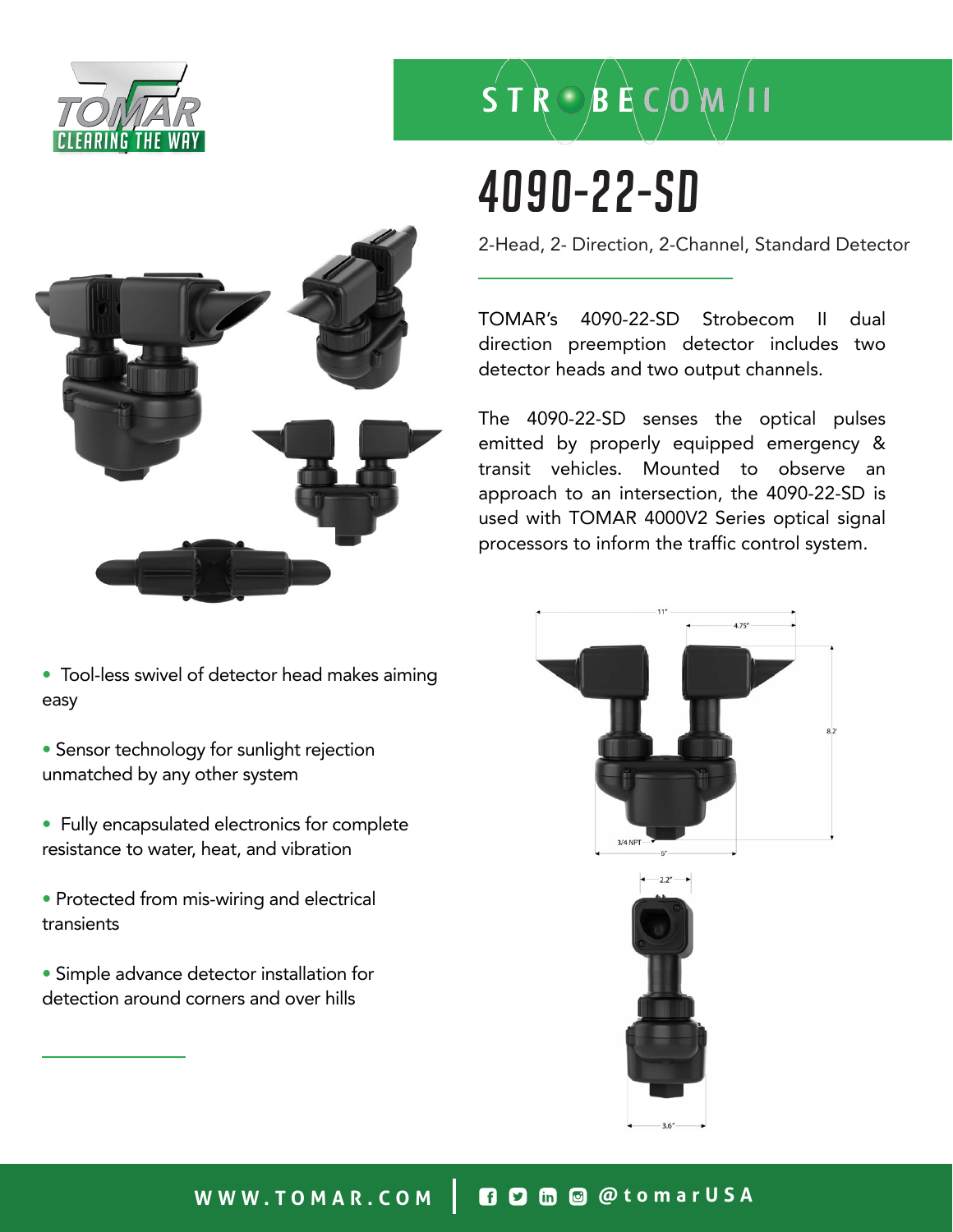TOMAR
CLEARING THE WAY

STROBECOM II

# 4090-22-SD

2-Head, 2- Direction, 2-Channel, Standard Detector

TOMAR's 4090-22-SD Strobecom II dual direction preemption detector includes two detector heads and two output channels.

The 4090-22-SD senses the optical pulses emitted by properly equipped emergency & transit vehicles. Mounted to observe an approach to an intersection, the 4090-22-SD is used with TOMAR 4000V2 Series optical signal processors to inform the traffic control system.

- Tool-less swivel of detector head makes aiming easy
- Sensor technology for sunlight rejection unmatched by any other system
- Fully encapsulated electronics for complete resistance to water, heat, and vibration
- Protected from mis-wiring and electrical transients
- Simple advance detector installation for detection around corners and over hills

11" 4.75" 8.2" 3/4 NPT 5" 2.2" 3.6"

WWW.TOMAR.COM | @tomarUSA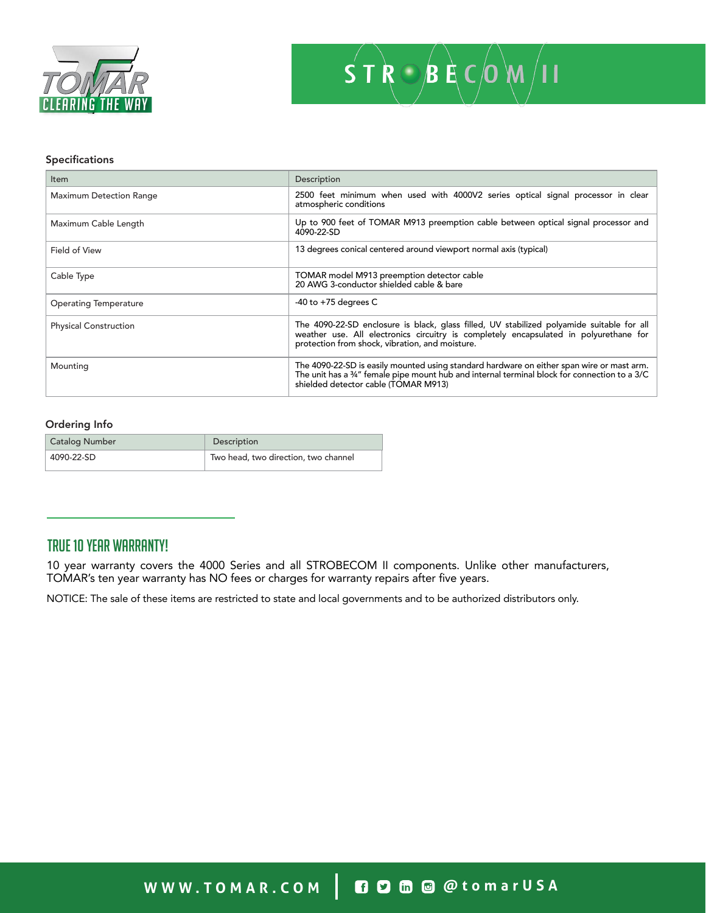## Specifications

| Item | Description |
|---|---|
| Maximum Detection Range | 2500 feet minimum when used with 4000V2 series optical signal processor in clear atmospheric conditions |
| Maximum Cable Length | Up to 900 feet of TOMAR M913 preemption cable between optical signal processor and 4090-22-SD |
| Field of View | 13 degrees conical centered around viewport normal axis (typical) |
| Cable Type | TOMAR model M913 preemption detector cable<br>20 AWG 3-conductor shielded cable & bare |
| Operating Temperature | -40 to +75 degrees C |
| Physical Construction | The 4090-22-SD enclosure is black, glass filled, UV stabilized polyamide suitable for all weather use. All electronics circuitry is completely encapsulated in polyurethane for protection from shock, vibration, and moisture. |
| Mounting | The 4090-22-SD is easily mounted using standard hardware on either span wire or mast arm. The unit has a ¾" female pipe mount hub and internal terminal block for connection to a 3/C shielded detector cable (TOMAR M913) |

## Ordering Info

| Catalog Number | Description |
|---|---|
| 4090-22-SD | Two head, two direction, two channel |

## TRUE 10 YEAR WARRANTY!

10 year warranty covers the 4000 Series and all STROBECOM II components. Unlike other manufacturers, TOMAR's ten year warranty has NO fees or charges for warranty repairs after five years.

NOTICE: The sale of these items are restricted to state and local governments and to be authorized distributors only.